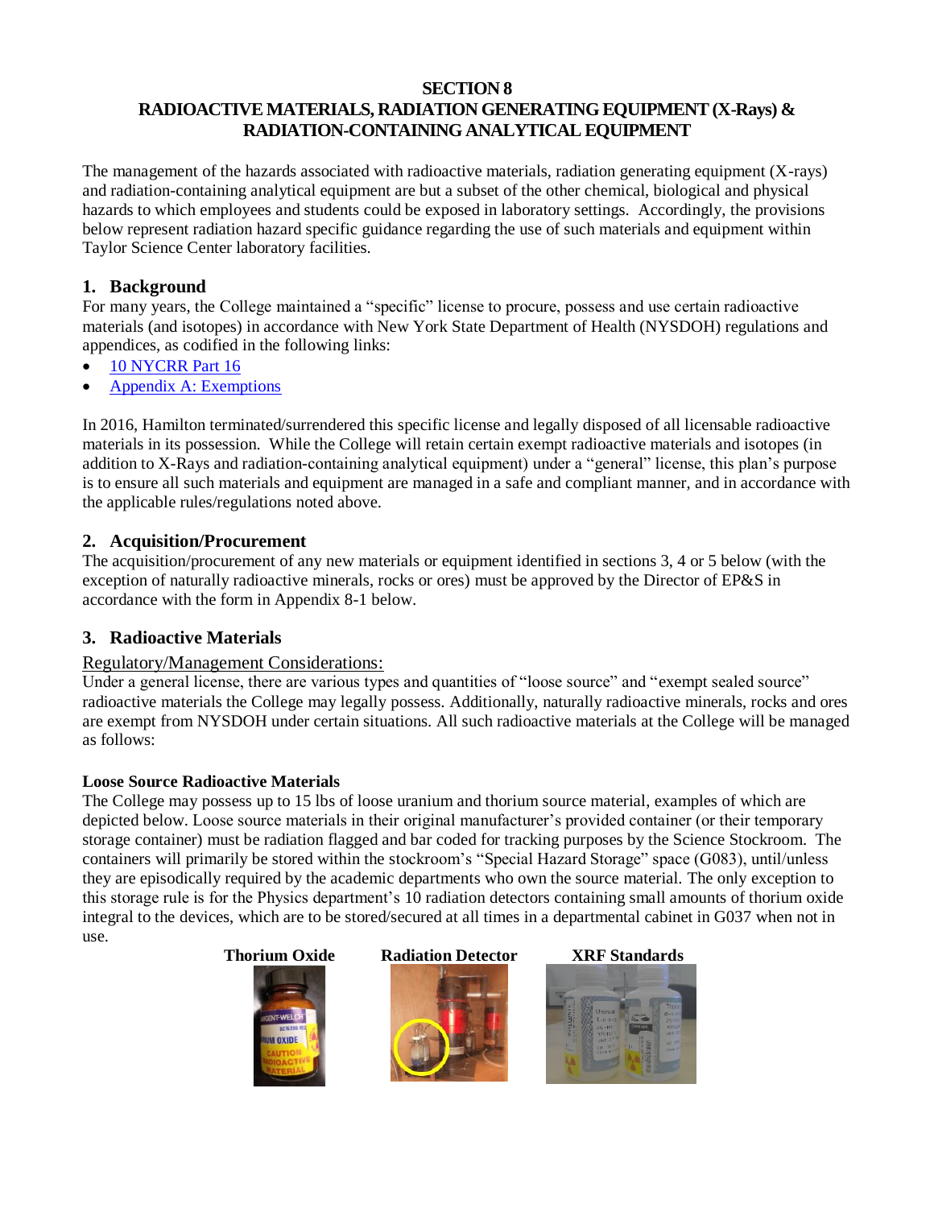## SECTION 8

## RADIOACTIVE MATERIALS, RADIATION GENERATING EQUIPMENT (X-Rays) & RADIATION-CONTAINING ANALYTICAL EQUIPMENT

The management of the hazards associated with radioactive materials, radiation generating equipment (X-rays) and radiation-containing analytical equipment are but a subset of the other chemical, biological and physical hazards to which employees and students could be exposed in laboratory settings. Accordingly, the provisions below represent radiation hazard specific guidance regarding the use of such materials and equipment within Taylor Science Center laboratory facilities.

### 1. Background

For many years, the College maintained a "specific" license to procure, possess and use certain radioactive materials (and isotopes) in accordance with New York State Department of Health (NYSDOH) regulations and appendices, as codified in the following links:

- 10 NYCRR Part 16
- Appendix A: Exemptions

In 2016, Hamilton terminated/surrendered this specific license and legally disposed of all licensable radioactive materials in its possession. While the College will retain certain exempt radioactive materials and isotopes (in addition to X-Rays and radiation-containing analytical equipment) under a "general" license, this plan's purpose is to ensure all such materials and equipment are managed in a safe and compliant manner, and in accordance with the applicable rules/regulations noted above.

### 2. Acquisition/Procurement

The acquisition/procurement of any new materials or equipment identified in sections 3, 4 or 5 below (with the exception of naturally radioactive minerals, rocks or ores) must be approved by the Director of EP&S in accordance with the form in Appendix 8-1 below.

### 3. Radioactive Materials

<u>Regulatory/Management Considerations:</u>

Under a general license, there are various types and quantities of "loose source" and "exempt sealed source" radioactive materials the College may legally possess. Additionally, naturally radioactive minerals, rocks and ores are exempt from NYSDOH under certain situations. All such radioactive materials at the College will be managed as follows:

**Loose Source Radioactive Materials**

The College may possess up to 15 lbs of loose uranium and thorium source material, examples of which are depicted below. Loose source materials in their original manufacturer's provided container (or their temporary storage container) must be radiation flagged and bar coded for tracking purposes by the Science Stockroom. The containers will primarily be stored within the stockroom's "Special Hazard Storage" space (G083), until/unless they are episodically required by the academic departments who own the source material. The only exception to this storage rule is for the Physics department's 10 radiation detectors containing small amounts of thorium oxide integral to the devices, which are to be stored/secured at all times in a departmental cabinet in G037 when not in use.

**Thorium Oxide** **Radiation Detector** **XRF Standards**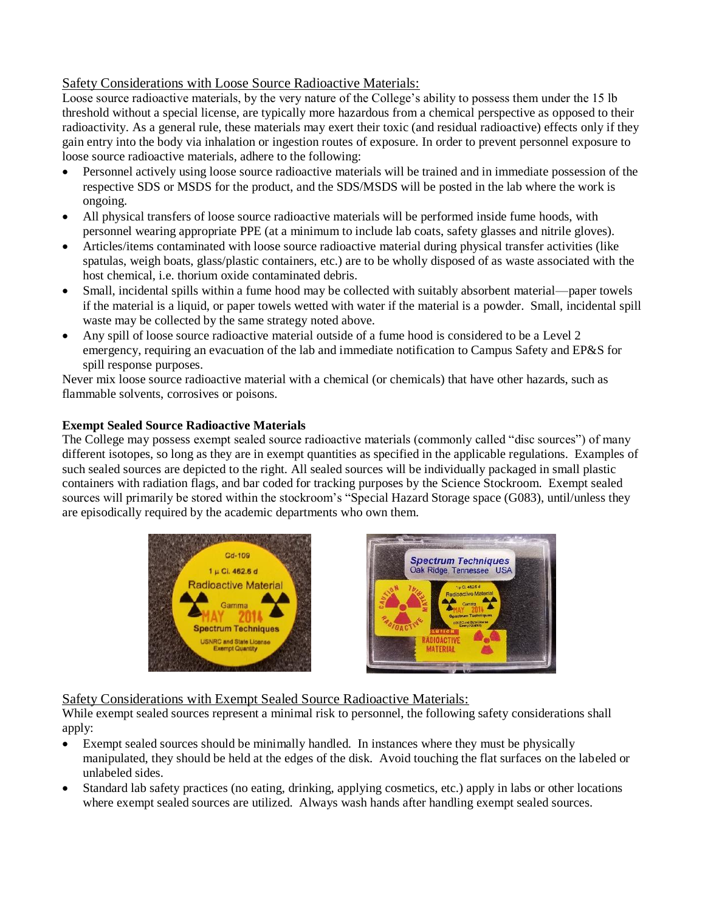Safety Considerations with Loose Source Radioactive Materials:

Loose source radioactive materials, by the very nature of the College's ability to possess them under the 15 lb threshold without a special license, are typically more hazardous from a chemical perspective as opposed to their radioactivity. As a general rule, these materials may exert their toxic (and residual radioactive) effects only if they gain entry into the body via inhalation or ingestion routes of exposure. In order to prevent personnel exposure to loose source radioactive materials, adhere to the following:

- Personnel actively using loose source radioactive materials will be trained and in immediate possession of the respective SDS or MSDS for the product, and the SDS/MSDS will be posted in the lab where the work is ongoing.
- All physical transfers of loose source radioactive materials will be performed inside fume hoods, with personnel wearing appropriate PPE (at a minimum to include lab coats, safety glasses and nitrile gloves).
- Articles/items contaminated with loose source radioactive material during physical transfer activities (like spatulas, weigh boats, glass/plastic containers, etc.) are to be wholly disposed of as waste associated with the host chemical, i.e. thorium oxide contaminated debris.
- Small, incidental spills within a fume hood may be collected with suitably absorbent material—paper towels if the material is a liquid, or paper towels wetted with water if the material is a powder. Small, incidental spill waste may be collected by the same strategy noted above.
- Any spill of loose source radioactive material outside of a fume hood is considered to be a Level 2 emergency, requiring an evacuation of the lab and immediate notification to Campus Safety and EP&S for spill response purposes.

Never mix loose source radioactive material with a chemical (or chemicals) that have other hazards, such as flammable solvents, corrosives or poisons.

**Exempt Sealed Source Radioactive Materials**

The College may possess exempt sealed source radioactive materials (commonly called "disc sources") of many different isotopes, so long as they are in exempt quantities as specified in the applicable regulations. Examples of such sealed sources are depicted to the right. All sealed sources will be individually packaged in small plastic containers with radiation flags, and bar coded for tracking purposes by the Science Stockroom. Exempt sealed sources will primarily be stored within the stockroom's "Special Hazard Storage space (G083), until/unless they are episodically required by the academic departments who own them.

Safety Considerations with Exempt Sealed Source Radioactive Materials:

While exempt sealed sources represent a minimal risk to personnel, the following safety considerations shall apply:

- Exempt sealed sources should be minimally handled. In instances where they must be physically manipulated, they should be held at the edges of the disk. Avoid touching the flat surfaces on the labeled or unlabeled sides.
- Standard lab safety practices (no eating, drinking, applying cosmetics, etc.) apply in labs or other locations where exempt sealed sources are utilized. Always wash hands after handling exempt sealed sources.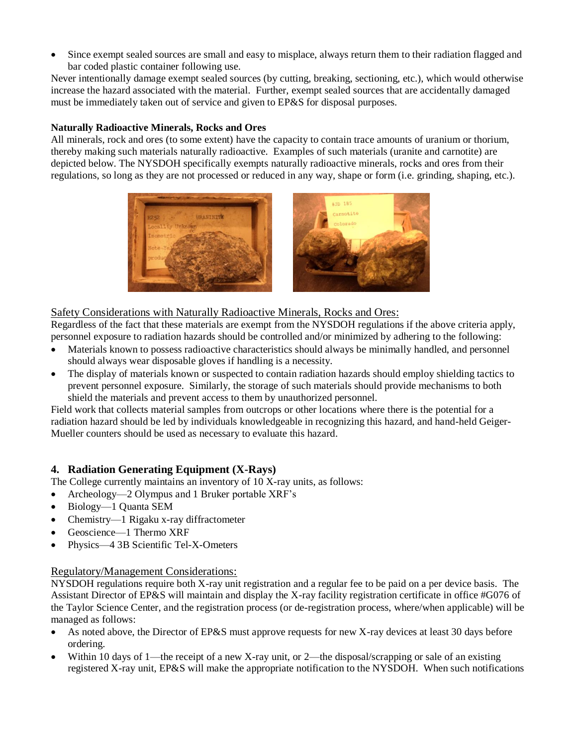- Since exempt sealed sources are small and easy to misplace, always return them to their radiation flagged and bar coded plastic container following use.

Never intentionally damage exempt sealed sources (by cutting, breaking, sectioning, etc.), which would otherwise increase the hazard associated with the material. Further, exempt sealed sources that are accidentally damaged must be immediately taken out of service and given to EP&S for disposal purposes.

**Naturally Radioactive Minerals, Rocks and Ores**

All minerals, rock and ores (to some extent) have the capacity to contain trace amounts of uranium or thorium, thereby making such materials naturally radioactive. Examples of such materials (uranite and carnotite) are depicted below. The NYSDOH specifically exempts naturally radioactive minerals, rocks and ores from their regulations, so long as they are not processed or reduced in any way, shape or form (i.e. grinding, shaping, etc.).

Safety Considerations with Naturally Radioactive Minerals, Rocks and Ores:

Regardless of the fact that these materials are exempt from the NYSDOH regulations if the above criteria apply, personnel exposure to radiation hazards should be controlled and/or minimized by adhering to the following:

- Materials known to possess radioactive characteristics should always be minimally handled, and personnel should always wear disposable gloves if handling is a necessity.
- The display of materials known or suspected to contain radiation hazards should employ shielding tactics to prevent personnel exposure. Similarly, the storage of such materials should provide mechanisms to both shield the materials and prevent access to them by unauthorized personnel.

Field work that collects material samples from outcrops or other locations where there is the potential for a radiation hazard should be led by individuals knowledgeable in recognizing this hazard, and hand-held Geiger-Mueller counters should be used as necessary to evaluate this hazard.

## 4. Radiation Generating Equipment (X-Rays)

The College currently maintains an inventory of 10 X-ray units, as follows:

- Archeology—2 Olympus and 1 Bruker portable XRF's
- Biology—1 Quanta SEM
- Chemistry—1 Rigaku x-ray diffractometer
- Geoscience—1 Thermo XRF
- Physics—4 3B Scientific Tel-X-Ometers

Regulatory/Management Considerations:

NYSDOH regulations require both X-ray unit registration and a regular fee to be paid on a per device basis. The Assistant Director of EP&S will maintain and display the X-ray facility registration certificate in office #G076 of the Taylor Science Center, and the registration process (or de-registration process, where/when applicable) will be managed as follows:

- As noted above, the Director of EP&S must approve requests for new X-ray devices at least 30 days before ordering.
- Within 10 days of 1—the receipt of a new X-ray unit, or 2—the disposal/scrapping or sale of an existing registered X-ray unit, EP&S will make the appropriate notification to the NYSDOH. When such notifications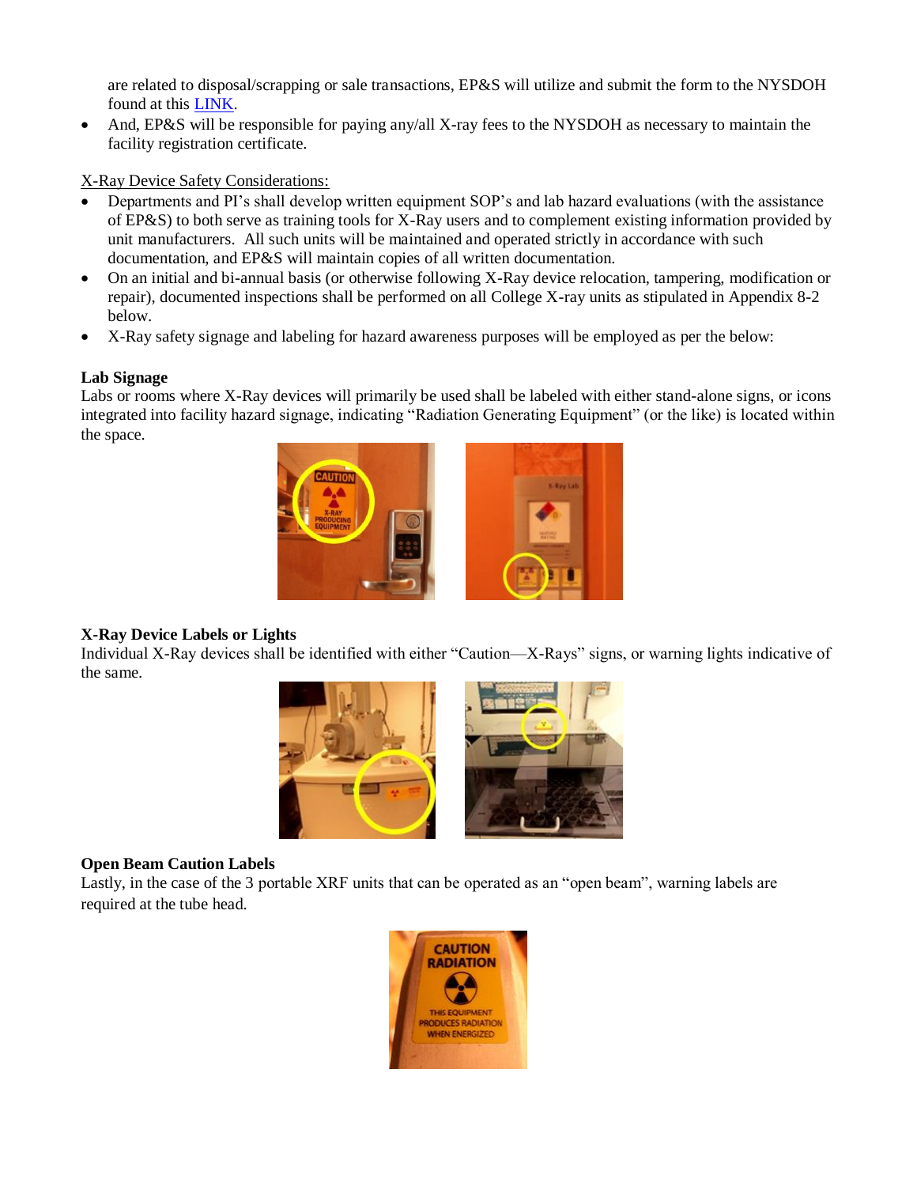are related to disposal/scrapping or sale transactions, EP&S will utilize and submit the form to the NYSDOH found at this [LINK](LINK).

- And, EP&S will be responsible for paying any/all X-ray fees to the NYSDOH as necessary to maintain the facility registration certificate.

X-Ray Device Safety Considerations:

- Departments and PI's shall develop written equipment SOP's and lab hazard evaluations (with the assistance of EP&S) to both serve as training tools for X-Ray users and to complement existing information provided by unit manufacturers. All such units will be maintained and operated strictly in accordance with such documentation, and EP&S will maintain copies of all written documentation.
- On an initial and bi-annual basis (or otherwise following X-Ray device relocation, tampering, modification or repair), documented inspections shall be performed on all College X-ray units as stipulated in Appendix 8-2 below.
- X-Ray safety signage and labeling for hazard awareness purposes will be employed as per the below:

**Lab Signage**

Labs or rooms where X-Ray devices will primarily be used shall be labeled with either stand-alone signs, or icons integrated into facility hazard signage, indicating "Radiation Generating Equipment" (or the like) is located within the space.

**X-Ray Device Labels or Lights**

Individual X-Ray devices shall be identified with either "Caution—X-Rays" signs, or warning lights indicative of the same.

**Open Beam Caution Labels**

Lastly, in the case of the 3 portable XRF units that can be operated as an "open beam", warning labels are required at the tube head.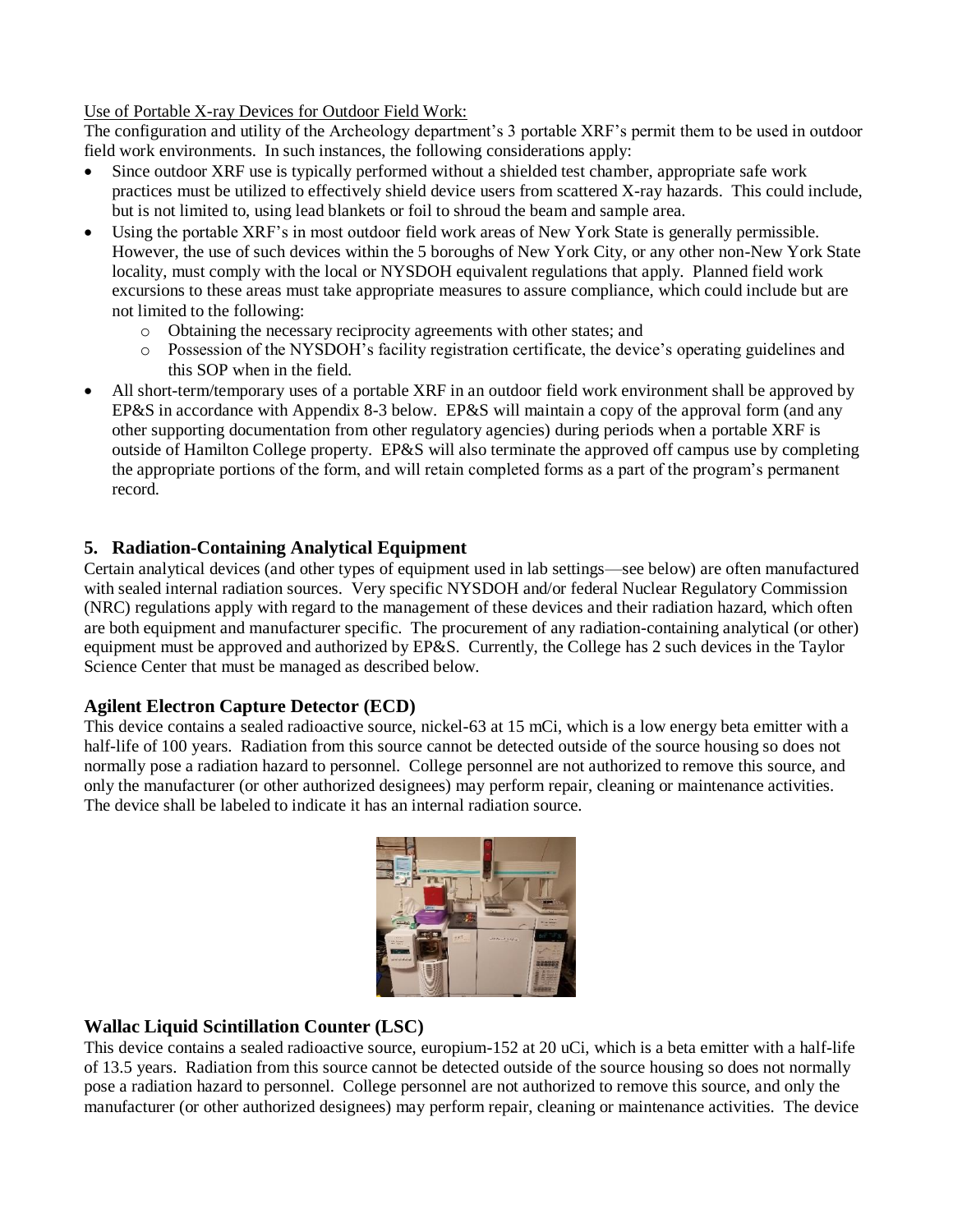Use of Portable X-ray Devices for Outdoor Field Work:

The configuration and utility of the Archeology department's 3 portable XRF's permit them to be used in outdoor field work environments. In such instances, the following considerations apply:

- Since outdoor XRF use is typically performed without a shielded test chamber, appropriate safe work practices must be utilized to effectively shield device users from scattered X-ray hazards. This could include, but is not limited to, using lead blankets or foil to shroud the beam and sample area.
- Using the portable XRF's in most outdoor field work areas of New York State is generally permissible. However, the use of such devices within the 5 boroughs of New York City, or any other non-New York State locality, must comply with the local or NYSDOH equivalent regulations that apply. Planned field work excursions to these areas must take appropriate measures to assure compliance, which could include but are not limited to the following:
  - Obtaining the necessary reciprocity agreements with other states; and
  - Possession of the NYSDOH's facility registration certificate, the device's operating guidelines and this SOP when in the field.
- All short-term/temporary uses of a portable XRF in an outdoor field work environment shall be approved by EP&S in accordance with Appendix 8-3 below. EP&S will maintain a copy of the approval form (and any other supporting documentation from other regulatory agencies) during periods when a portable XRF is outside of Hamilton College property. EP&S will also terminate the approved off campus use by completing the appropriate portions of the form, and will retain completed forms as a part of the program's permanent record.

## 5. Radiation-Containing Analytical Equipment

Certain analytical devices (and other types of equipment used in lab settings—see below) are often manufactured with sealed internal radiation sources. Very specific NYSDOH and/or federal Nuclear Regulatory Commission (NRC) regulations apply with regard to the management of these devices and their radiation hazard, which often are both equipment and manufacturer specific. The procurement of any radiation-containing analytical (or other) equipment must be approved and authorized by EP&S. Currently, the College has 2 such devices in the Taylor Science Center that must be managed as described below.

### Agilent Electron Capture Detector (ECD)

This device contains a sealed radioactive source, nickel-63 at 15 mCi, which is a low energy beta emitter with a half-life of 100 years. Radiation from this source cannot be detected outside of the source housing so does not normally pose a radiation hazard to personnel. College personnel are not authorized to remove this source, and only the manufacturer (or other authorized designees) may perform repair, cleaning or maintenance activities. The device shall be labeled to indicate it has an internal radiation source.

### Wallac Liquid Scintillation Counter (LSC)

This device contains a sealed radioactive source, europium-152 at 20 uCi, which is a beta emitter with a half-life of 13.5 years. Radiation from this source cannot be detected outside of the source housing so does not normally pose a radiation hazard to personnel. College personnel are not authorized to remove this source, and only the manufacturer (or other authorized designees) may perform repair, cleaning or maintenance activities. The device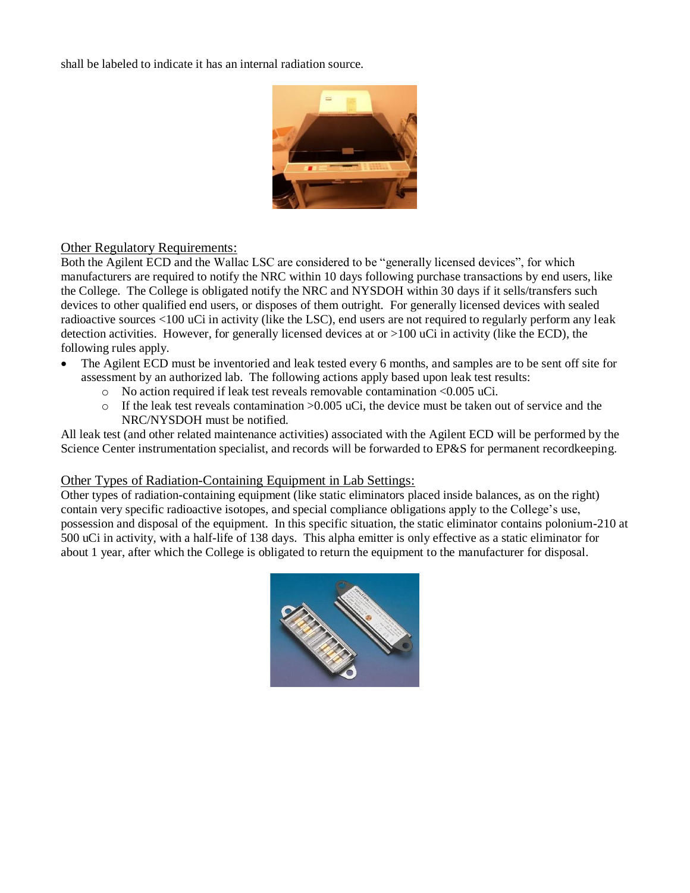shall be labeled to indicate it has an internal radiation source.

## Other Regulatory Requirements:

Both the Agilent ECD and the Wallac LSC are considered to be "generally licensed devices", for which manufacturers are required to notify the NRC within 10 days following purchase transactions by end users, like the College. The College is obligated notify the NRC and NYSDOH within 30 days if it sells/transfers such devices to other qualified end users, or disposes of them outright. For generally licensed devices with sealed radioactive sources <100 uCi in activity (like the LSC), end users are not required to regularly perform any leak detection activities. However, for generally licensed devices at or >100 uCi in activity (like the ECD), the following rules apply.

- The Agilent ECD must be inventoried and leak tested every 6 months, and samples are to be sent off site for assessment by an authorized lab. The following actions apply based upon leak test results:
  - No action required if leak test reveals removable contamination <0.005 uCi.
  - If the leak test reveals contamination >0.005 uCi, the device must be taken out of service and the NRC/NYSDOH must be notified.

All leak test (and other related maintenance activities) associated with the Agilent ECD will be performed by the Science Center instrumentation specialist, and records will be forwarded to EP&S for permanent recordkeeping.

## Other Types of Radiation-Containing Equipment in Lab Settings:

Other types of radiation-containing equipment (like static eliminators placed inside balances, as on the right) contain very specific radioactive isotopes, and special compliance obligations apply to the College's use, possession and disposal of the equipment. In this specific situation, the static eliminator contains polonium-210 at 500 uCi in activity, with a half-life of 138 days. This alpha emitter is only effective as a static eliminator for about 1 year, after which the College is obligated to return the equipment to the manufacturer for disposal.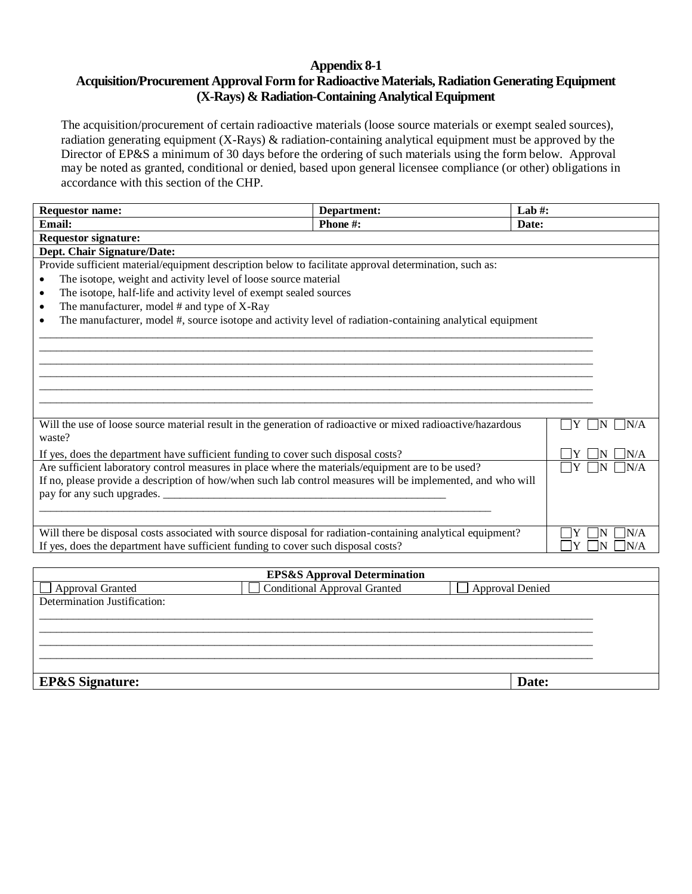# Appendix 8-1

## Acquisition/Procurement Approval Form for Radioactive Materials, Radiation Generating Equipment (X-Rays) & Radiation-Containing Analytical Equipment

The acquisition/procurement of certain radioactive materials (loose source materials or exempt sealed sources), radiation generating equipment (X-Rays) & radiation-containing analytical equipment must be approved by the Director of EP&S a minimum of 30 days before the ordering of such materials using the form below. Approval may be noted as granted, conditional or denied, based upon general licensee compliance (or other) obligations in accordance with this section of the CHP.

| **Requestor name:** | **Department:** | **Lab #:** |
|---|---|---|
| **Email:** | **Phone #:** | **Date:** |
| **Requestor signature:** | | |
| **Dept. Chair Signature/Date:** | | |

Provide sufficient material/equipment description below to facilitate approval determination, such as:

- The isotope, weight and activity level of loose source material
- The isotope, half-life and activity level of exempt sealed sources
- The manufacturer, model # and type of X-Ray
- The manufacturer, model #, source isotope and activity level of radiation-containing analytical equipment

______________________________________________________________________________________________

______________________________________________________________________________________________

______________________________________________________________________________________________

______________________________________________________________________________________________

______________________________________________________________________________________________

______________________________________________________________________________________________

| Question | Response |
|---|---|
| Will the use of loose source material result in the generation of radioactive or mixed radioactive/hazardous waste? | ☐Y ☐N ☐N/A |
| If yes, does the department have sufficient funding to cover such disposal costs? | ☐Y ☐N ☐N/A |
| Are sufficient laboratory control measures in place where the materials/equipment are to be used? If no, please provide a description of how/when such lab control measures will be implemented, and who will pay for any such upgrades. ____________________________________________________ ________________________________________________________________________________ | ☐Y ☐N ☐N/A |
| Will there be disposal costs associated with source disposal for radiation-containing analytical equipment? | ☐Y ☐N ☐N/A |
| If yes, does the department have sufficient funding to cover such disposal costs? | ☐Y ☐N ☐N/A |

| **EPS&S Approval Determination** | | |
|---|---|---|
| ☐ Approval Granted | ☐ Conditional Approval Granted | ☐ Approval Denied |
| Determination Justification: | | |

______________________________________________________________________________________________

______________________________________________________________________________________________

______________________________________________________________________________________________

______________________________________________________________________________________________

| **EP&S Signature:** | **Date:** |
|---|---|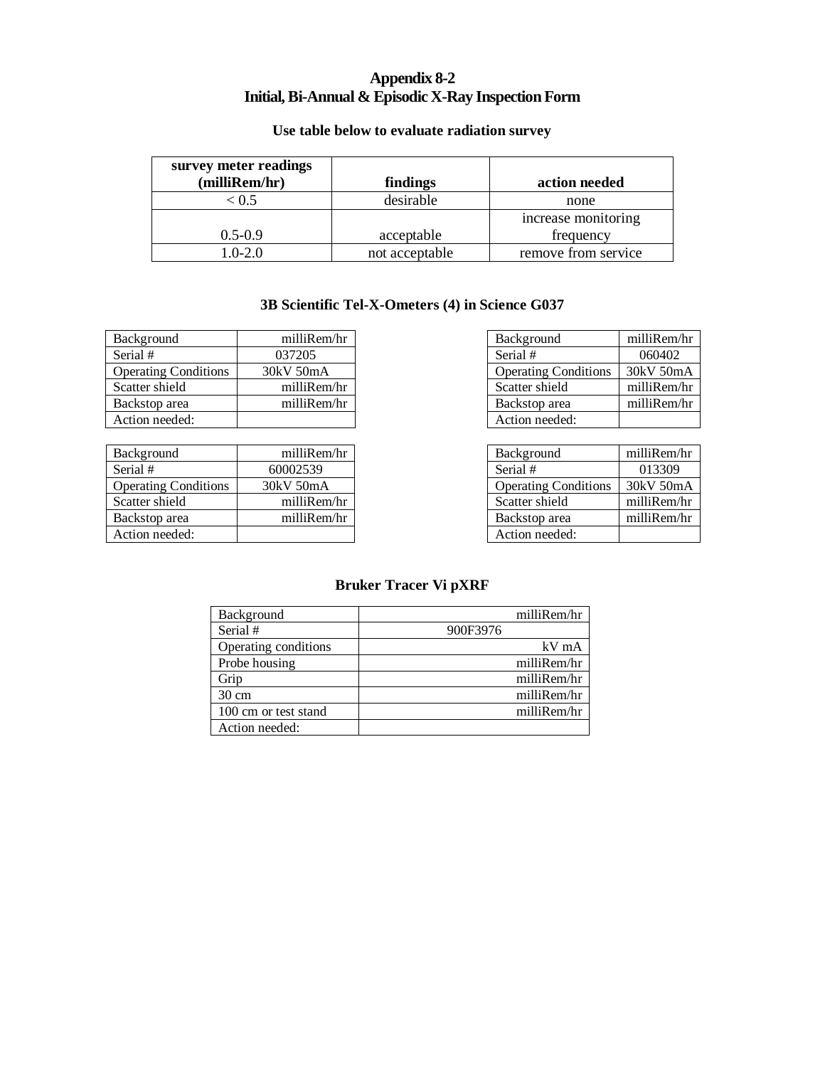# Appendix 8-2
# Initial, Bi-Annual & Episodic X-Ray Inspection Form

### Use table below to evaluate radiation survey

| survey meter readings (milliRem/hr) | findings | action needed |
|---|---|---|
| < 0.5 | desirable | none |
| 0.5-0.9 | acceptable | increase monitoring frequency |
| 1.0-2.0 | not acceptable | remove from service |

### 3B Scientific Tel-X-Ometers (4) in Science G037

| Background | milliRem/hr |
|---|---|
| Serial # | 037205 |
| Operating Conditions | 30kV 50mA |
| Scatter shield | milliRem/hr |
| Backstop area | milliRem/hr |
| Action needed: | |

| Background | milliRem/hr |
|---|---|
| Serial # | 060402 |
| Operating Conditions | 30kV 50mA |
| Scatter shield | milliRem/hr |
| Backstop area | milliRem/hr |
| Action needed: | |

| Background | milliRem/hr |
|---|---|
| Serial # | 60002539 |
| Operating Conditions | 30kV 50mA |
| Scatter shield | milliRem/hr |
| Backstop area | milliRem/hr |
| Action needed: | |

| Background | milliRem/hr |
|---|---|
| Serial # | 013309 |
| Operating Conditions | 30kV 50mA |
| Scatter shield | milliRem/hr |
| Backstop area | milliRem/hr |
| Action needed: | |

### Bruker Tracer Vi pXRF

| Background | milliRem/hr |
|---|---|
| Serial # | 900F3976 |
| Operating conditions | kV mA |
| Probe housing | milliRem/hr |
| Grip | milliRem/hr |
| 30 cm | milliRem/hr |
| 100 cm or test stand | milliRem/hr |
| Action needed: | |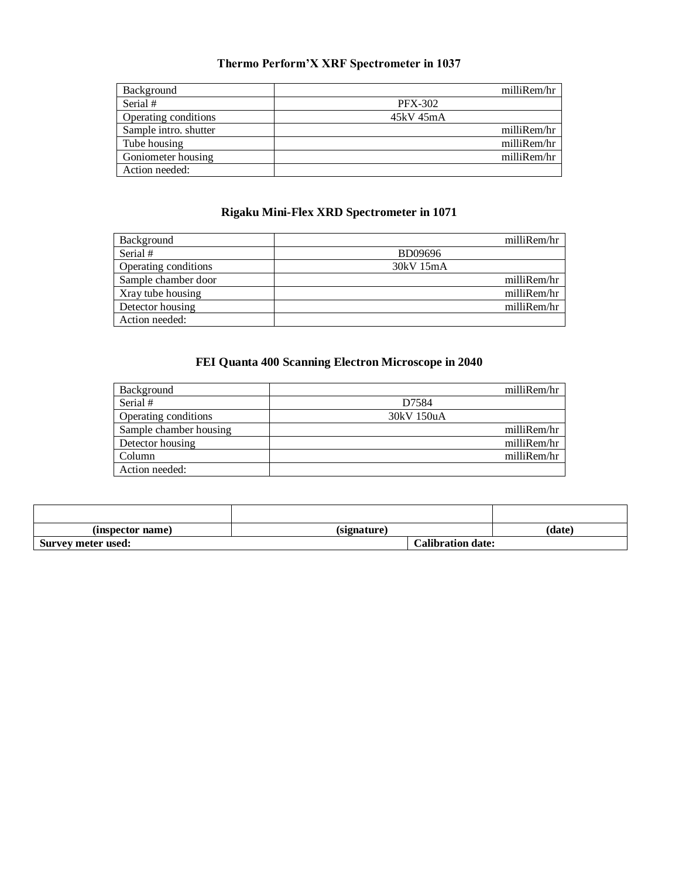### Thermo Perform'X XRF Spectrometer in 1037

| | |
|---|---|
| Background | milliRem/hr |
| Serial # | PFX-302 |
| Operating conditions | 45kV 45mA |
| Sample intro. shutter | milliRem/hr |
| Tube housing | milliRem/hr |
| Goniometer housing | milliRem/hr |
| Action needed: | |

### Rigaku Mini-Flex XRD Spectrometer in 1071

| | |
|---|---|
| Background | milliRem/hr |
| Serial # | BD09696 |
| Operating conditions | 30kV 15mA |
| Sample chamber door | milliRem/hr |
| Xray tube housing | milliRem/hr |
| Detector housing | milliRem/hr |
| Action needed: | |

### FEI Quanta 400 Scanning Electron Microscope in 2040

| | |
|---|---|
| Background | milliRem/hr |
| Serial # | D7584 |
| Operating conditions | 30kV 150uA |
| Sample chamber housing | milliRem/hr |
| Detector housing | milliRem/hr |
| Column | milliRem/hr |
| Action needed: | |

| | | |
|---|---|---|
| | | |
| **(inspector name)** | **(signature)** | **(date)** |
| **Survey meter used:** | **Calibration date:** | |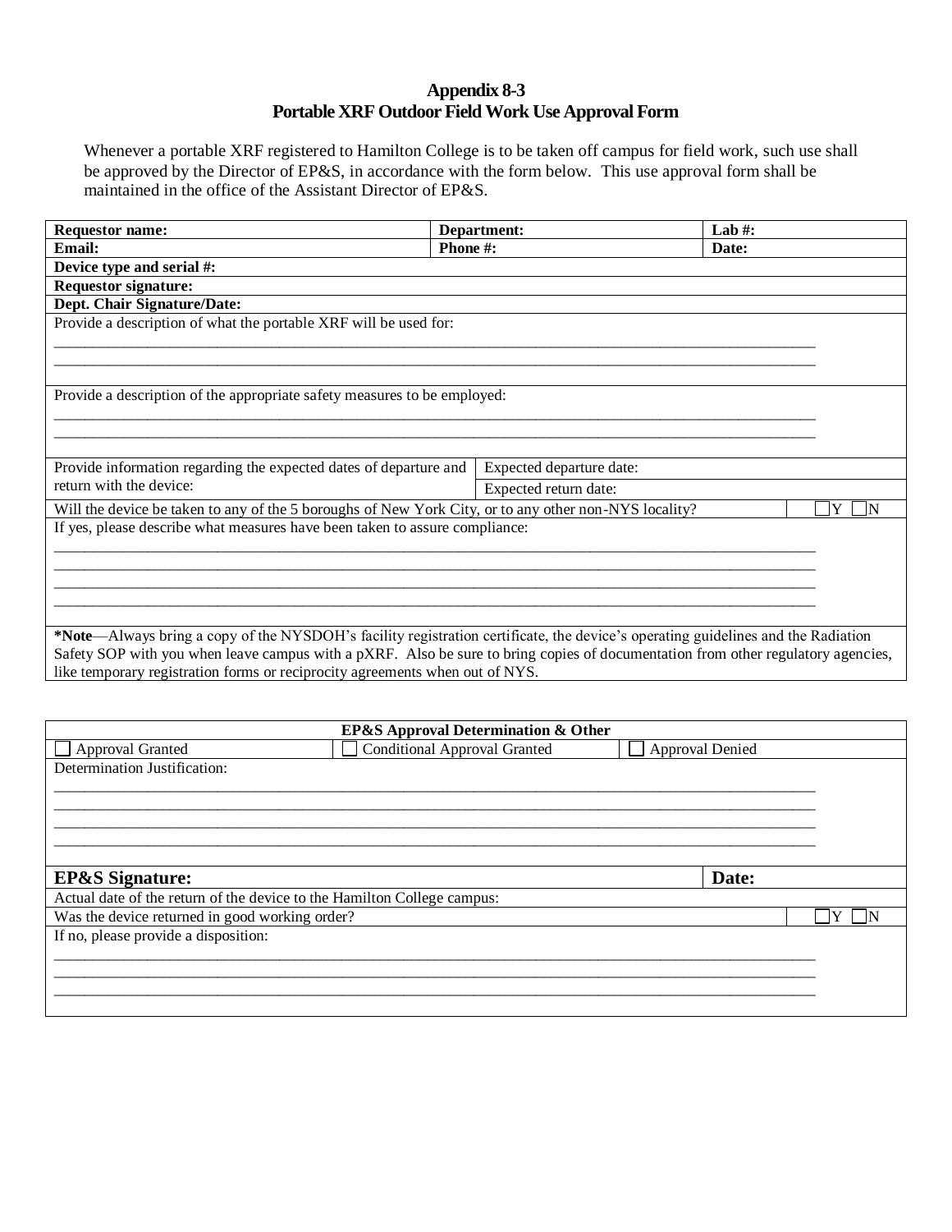## Appendix 8-3
## Portable XRF Outdoor Field Work Use Approval Form

Whenever a portable XRF registered to Hamilton College is to be taken off campus for field work, such use shall be approved by the Director of EP&S, in accordance with the form below. This use approval form shall be maintained in the office of the Assistant Director of EP&S.

| | | |
|---|---|---|
| **Requestor name:** | **Department:** | **Lab #:** |
| **Email:** | **Phone #:** | **Date:** |
| **Device type and serial #:** | | |
| **Requestor signature:** | | |
| **Dept. Chair Signature/Date:** | | |

Provide a description of what the portable XRF will be used for:

______________________________________________________________________________

______________________________________________________________________________

Provide a description of the appropriate safety measures to be employed:

______________________________________________________________________________

______________________________________________________________________________

| | |
|---|---|
| Provide information regarding the expected dates of departure and return with the device: | Expected departure date: |
| | Expected return date: |

Will the device be taken to any of the 5 boroughs of New York City, or to any other non-NYS locality? ☐ Y ☐ N

If yes, please describe what measures have been taken to assure compliance:

______________________________________________________________________________

______________________________________________________________________________

______________________________________________________________________________

______________________________________________________________________________

***Note**—Always bring a copy of the NYSDOH's facility registration certificate, the device's operating guidelines and the Radiation Safety SOP with you when leave campus with a pXRF. Also be sure to bring copies of documentation from other regulatory agencies, like temporary registration forms or reciprocity agreements when out of NYS.

**EP&S Approval Determination & Other**

☐ Approval Granted ☐ Conditional Approval Granted ☐ Approval Denied

Determination Justification:

______________________________________________________________________________

______________________________________________________________________________

______________________________________________________________________________

______________________________________________________________________________

| | |
|---|---|
| **EP&S Signature:** | **Date:** |

Actual date of the return of the device to the Hamilton College campus:

Was the device returned in good working order? ☐ Y ☐ N

If no, please provide a disposition:

______________________________________________________________________________

______________________________________________________________________________

______________________________________________________________________________